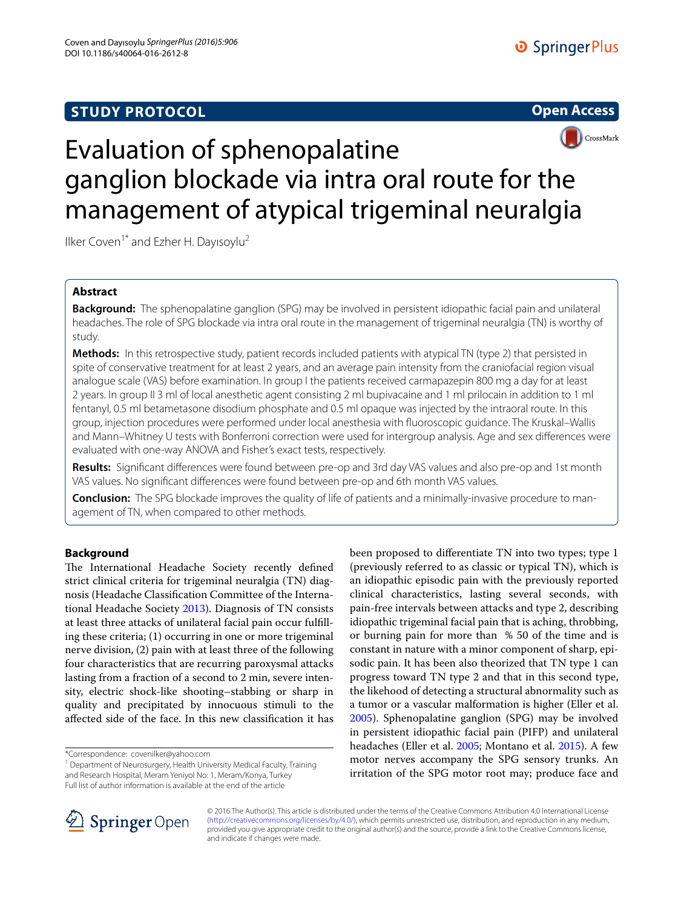STUDY PROTOCOL

Open Access

# Evaluation of sphenopalatine ganglion blockade via intra oral route for the management of atypical trigeminal neuralgia

Ilker Coven[1*] and Ezher H. Dayısoylu[2]

## Abstract

**Background:** The sphenopalatine ganglion (SPG) may be involved in persistent idiopathic facial pain and unilateral headaches. The role of SPG blockade via intra oral route in the management of trigeminal neuralgia (TN) is worthy of study.

**Methods:** In this retrospective study, patient records included patients with atypical TN (type 2) that persisted in spite of conservative treatment for at least 2 years, and an average pain intensity from the craniofacial region visual analogue scale (VAS) before examination. In group I the patients received carmapazepin 800 mg a day for at least 2 years. In group II 3 ml of local anesthetic agent consisting 2 ml bupivacaine and 1 ml prilocain in addition to 1 ml fentanyl, 0.5 ml betametasone disodium phosphate and 0.5 ml opaque was injected by the intraoral route. In this group, injection procedures were performed under local anesthesia with fluoroscopic guidance. The Kruskal–Wallis and Mann–Whitney U tests with Bonferroni correction were used for intergroup analysis. Age and sex differences were evaluated with one-way ANOVA and Fisher's exact tests, respectively.

**Results:** Significant differences were found between pre-op and 3rd day VAS values and also pre-op and 1st month VAS values. No significant differences were found between pre-op and 6th month VAS values.

**Conclusion:** The SPG blockade improves the quality of life of patients and a minimally-invasive procedure to management of TN, when compared to other methods.

## Background

The International Headache Society recently defined strict clinical criteria for trigeminal neuralgia (TN) diagnosis (Headache Classification Committee of the International Headache Society 2013). Diagnosis of TN consists at least three attacks of unilateral facial pain occur fulfilling these criteria; (1) occurring in one or more trigeminal nerve division, (2) pain with at least three of the following four characteristics that are recurring paroxysmal attacks lasting from a fraction of a second to 2 min, severe intensity, electric shock-like shooting–stabbing or sharp in quality and precipitated by innocuous stimuli to the affected side of the face. In this new classification it has been proposed to differentiate TN into two types; type 1 (previously referred to as classic or typical TN), which is an idiopathic episodic pain with the previously reported clinical characteristics, lasting several seconds, with pain-free intervals between attacks and type 2, describing idiopathic trigeminal facial pain that is aching, throbbing, or burning pain for more than % 50 of the time and is constant in nature with a minor component of sharp, episodic pain. It has been also theorized that TN type 1 can progress toward TN type 2 and that in this second type, the likehood of detecting a structural abnormality such as a tumor or a vascular malformation is higher (Eller et al. 2005). Sphenopalatine ganglion (SPG) may be involved in persistent idiopathic facial pain (PIFP) and unilateral headaches (Eller et al. 2005; Montano et al. 2015). A few motor nerves accompany the SPG sensory trunks. An irritation of the SPG motor root may; produce face and

*Correspondence: covenilker@yahoo.com
[1] Department of Neurosurgery, Health University Medical Faculty, Training and Research Hospital, Meram Yeniyol No: 1, Meram/Konya, Turkey
Full list of author information is available at the end of the article

© 2016 The Author(s). This article is distributed under the terms of the Creative Commons Attribution 4.0 International License (http://creativecommons.org/licenses/by/4.0/), which permits unrestricted use, distribution, and reproduction in any medium, provided you give appropriate credit to the original author(s) and the source, provide a link to the Creative Commons license, and indicate if changes were made.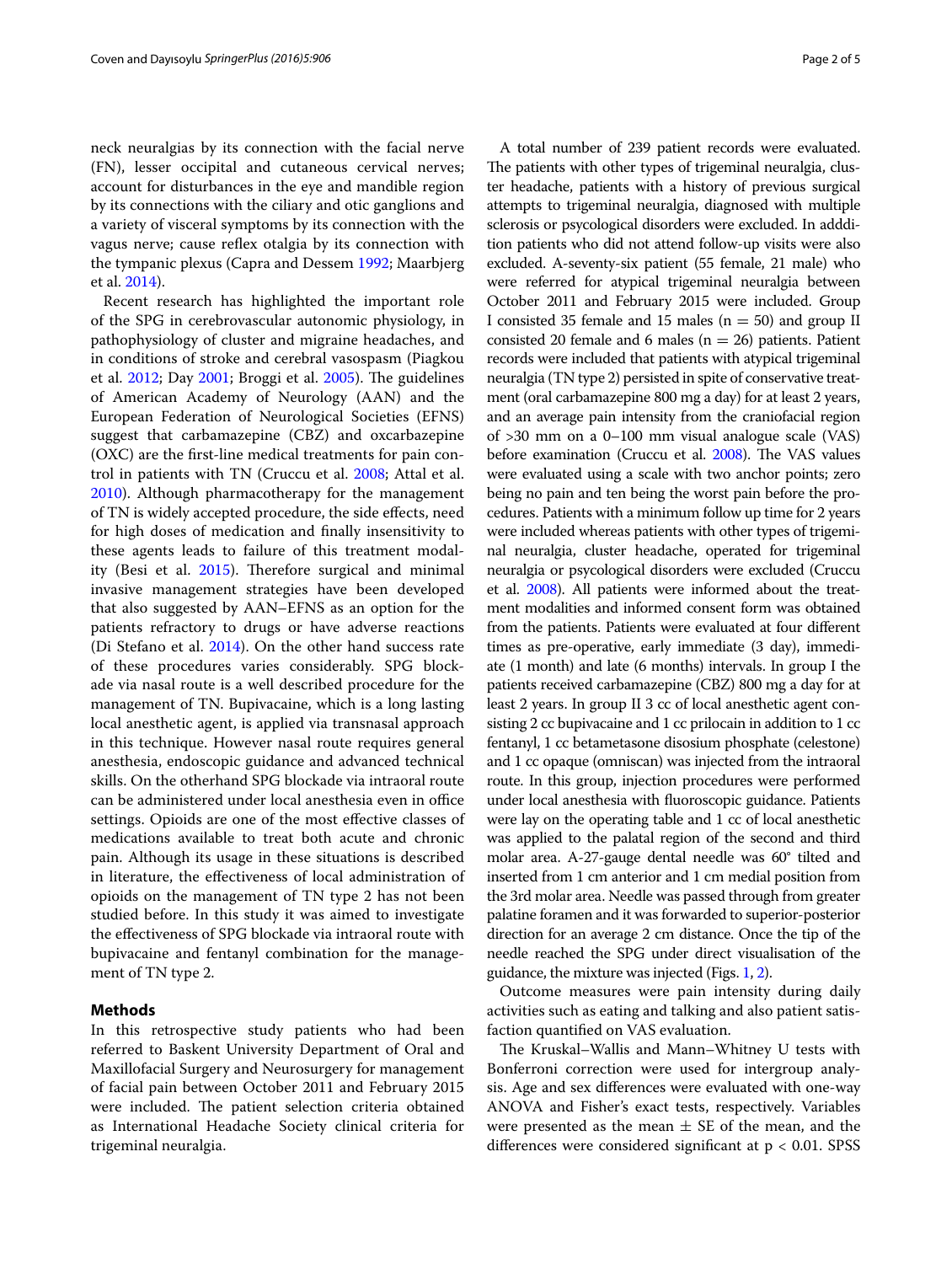neck neuralgias by its connection with the facial nerve (FN), lesser occipital and cutaneous cervical nerves; account for disturbances in the eye and mandible region by its connections with the ciliary and otic ganglions and a variety of visceral symptoms by its connection with the vagus nerve; cause reflex otalgia by its connection with the tympanic plexus (Capra and Dessem 1992; Maarbjerg et al. 2014).

Recent research has highlighted the important role of the SPG in cerebrovascular autonomic physiology, in pathophysiology of cluster and migraine headaches, and in conditions of stroke and cerebral vasospasm (Piagkou et al. 2012; Day 2001; Broggi et al. 2005). The guidelines of American Academy of Neurology (AAN) and the European Federation of Neurological Societies (EFNS) suggest that carbamazepine (CBZ) and oxcarbazepine (OXC) are the first-line medical treatments for pain control in patients with TN (Cruccu et al. 2008; Attal et al. 2010). Although pharmacotherapy for the management of TN is widely accepted procedure, the side effects, need for high doses of medication and finally insensitivity to these agents leads to failure of this treatment modality (Besi et al. 2015). Therefore surgical and minimal invasive management strategies have been developed that also suggested by AAN–EFNS as an option for the patients refractory to drugs or have adverse reactions (Di Stefano et al. 2014). On the other hand success rate of these procedures varies considerably. SPG blockade via nasal route is a well described procedure for the management of TN. Bupivacaine, which is a long lasting local anesthetic agent, is applied via transnasal approach in this technique. However nasal route requires general anesthesia, endoscopic guidance and advanced technical skills. On the otherhand SPG blockade via intraoral route can be administered under local anesthesia even in office settings. Opioids are one of the most effective classes of medications available to treat both acute and chronic pain. Although its usage in these situations is described in literature, the effectiveness of local administration of opioids on the management of TN type 2 has not been studied before. In this study it was aimed to investigate the effectiveness of SPG blockade via intraoral route with bupivacaine and fentanyl combination for the management of TN type 2.

## Methods

In this retrospective study patients who had been referred to Baskent University Department of Oral and Maxillofacial Surgery and Neurosurgery for management of facial pain between October 2011 and February 2015 were included. The patient selection criteria obtained as International Headache Society clinical criteria for trigeminal neuralgia.

A total number of 239 patient records were evaluated. The patients with other types of trigeminal neuralgia, cluster headache, patients with a history of previous surgical attempts to trigeminal neuralgia, diagnosed with multiple sclerosis or psycological disorders were excluded. In adddition patients who did not attend follow-up visits were also excluded. A-seventy-six patient (55 female, 21 male) who were referred for atypical trigeminal neuralgia between October 2011 and February 2015 were included. Group I consisted 35 female and 15 males ($n = 50$) and group II consisted 20 female and 6 males ($n = 26$) patients. Patient records were included that patients with atypical trigeminal neuralgia (TN type 2) persisted in spite of conservative treatment (oral carbamazepine 800 mg a day) for at least 2 years, and an average pain intensity from the craniofacial region of >30 mm on a 0–100 mm visual analogue scale (VAS) before examination (Cruccu et al. 2008). The VAS values were evaluated using a scale with two anchor points; zero being no pain and ten being the worst pain before the procedures. Patients with a minimum follow up time for 2 years were included whereas patients with other types of trigeminal neuralgia, cluster headache, operated for trigeminal neuralgia or psycological disorders were excluded (Cruccu et al. 2008). All patients were informed about the treatment modalities and informed consent form was obtained from the patients. Patients were evaluated at four different times as pre-operative, early immediate (3 day), immediate (1 month) and late (6 months) intervals. In group I the patients received carbamazepine (CBZ) 800 mg a day for at least 2 years. In group II 3 cc of local anesthetic agent consisting 2 cc bupivacaine and 1 cc prilocain in addition to 1 cc fentanyl, 1 cc betametasone disosium phosphate (celestone) and 1 cc opaque (omniscan) was injected from the intraoral route. In this group, injection procedures were performed under local anesthesia with fluoroscopic guidance. Patients were lay on the operating table and 1 cc of local anesthetic was applied to the palatal region of the second and third molar area. A-27-gauge dental needle was 60° tilted and inserted from 1 cm anterior and 1 cm medial position from the 3rd molar area. Needle was passed through from greater palatine foramen and it was forwarded to superior-posterior direction for an average 2 cm distance. Once the tip of the needle reached the SPG under direct visualisation of the guidance, the mixture was injected (Figs. 1, 2).

Outcome measures were pain intensity during daily activities such as eating and talking and also patient satisfaction quantified on VAS evaluation.

The Kruskal–Wallis and Mann–Whitney U tests with Bonferroni correction were used for intergroup analysis. Age and sex differences were evaluated with one-way ANOVA and Fisher's exact tests, respectively. Variables were presented as the mean ± SE of the mean, and the differences were considered significant at $p < 0.01$. SPSS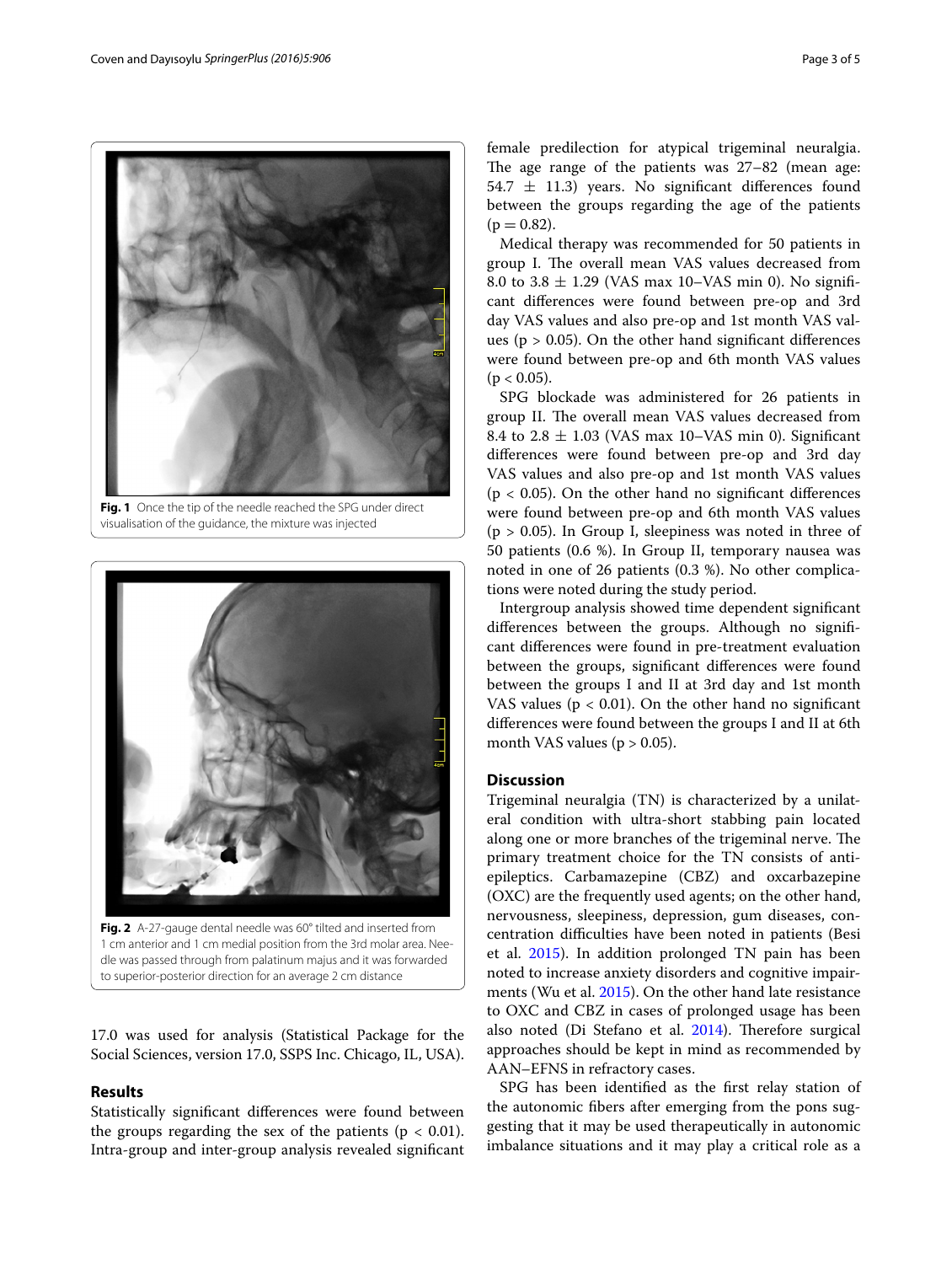Fig. 1 Once the tip of the needle reached the SPG under direct visualisation of the guidance, the mixture was injected

Fig. 2 A-27-gauge dental needle was 60° tilted and inserted from 1 cm anterior and 1 cm medial position from the 3rd molar area. Needle was passed through from palatinum majus and it was forwarded to superior-posterior direction for an average 2 cm distance

17.0 was used for analysis (Statistical Package for the Social Sciences, version 17.0, SSPS Inc. Chicago, IL, USA).

## Results

Statistically significant differences were found between the groups regarding the sex of the patients ($p < 0.01$). Intra-group and inter-group analysis revealed significant female predilection for atypical trigeminal neuralgia. The age range of the patients was 27–82 (mean age: $54.7 \pm 11.3$) years. No significant differences found between the groups regarding the age of the patients ($p = 0.82$).

Medical therapy was recommended for 50 patients in group I. The overall mean VAS values decreased from 8.0 to $3.8 \pm 1.29$ (VAS max 10–VAS min 0). No significant differences were found between pre-op and 3rd day VAS values and also pre-op and 1st month VAS values ($p > 0.05$). On the other hand significant differences were found between pre-op and 6th month VAS values ($p < 0.05$).

SPG blockade was administered for 26 patients in group II. The overall mean VAS values decreased from 8.4 to $2.8 \pm 1.03$ (VAS max 10–VAS min 0). Significant differences were found between pre-op and 3rd day VAS values and also pre-op and 1st month VAS values ($p < 0.05$). On the other hand no significant differences were found between pre-op and 6th month VAS values ($p > 0.05$). In Group I, sleepiness was noted in three of 50 patients (0.6 %). In Group II, temporary nausea was noted in one of 26 patients (0.3 %). No other complications were noted during the study period.

Intergroup analysis showed time dependent significant differences between the groups. Although no significant differences were found in pre-treatment evaluation between the groups, significant differences were found between the groups I and II at 3rd day and 1st month VAS values ($p < 0.01$). On the other hand no significant differences were found between the groups I and II at 6th month VAS values ($p > 0.05$).

## Discussion

Trigeminal neuralgia (TN) is characterized by a unilateral condition with ultra-short stabbing pain located along one or more branches of the trigeminal nerve. The primary treatment choice for the TN consists of anti-epileptics. Carbamazepine (CBZ) and oxcarbazepine (OXC) are the frequently used agents; on the other hand, nervousness, sleepiness, depression, gum diseases, concentration difficulties have been noted in patients (Besi et al. 2015). In addition prolonged TN pain has been noted to increase anxiety disorders and cognitive impairments (Wu et al. 2015). On the other hand late resistance to OXC and CBZ in cases of prolonged usage has been also noted (Di Stefano et al. 2014). Therefore surgical approaches should be kept in mind as recommended by AAN–EFNS in refractory cases.

SPG has been identified as the first relay station of the autonomic fibers after emerging from the pons suggesting that it may be used therapeutically in autonomic imbalance situations and it may play a critical role as a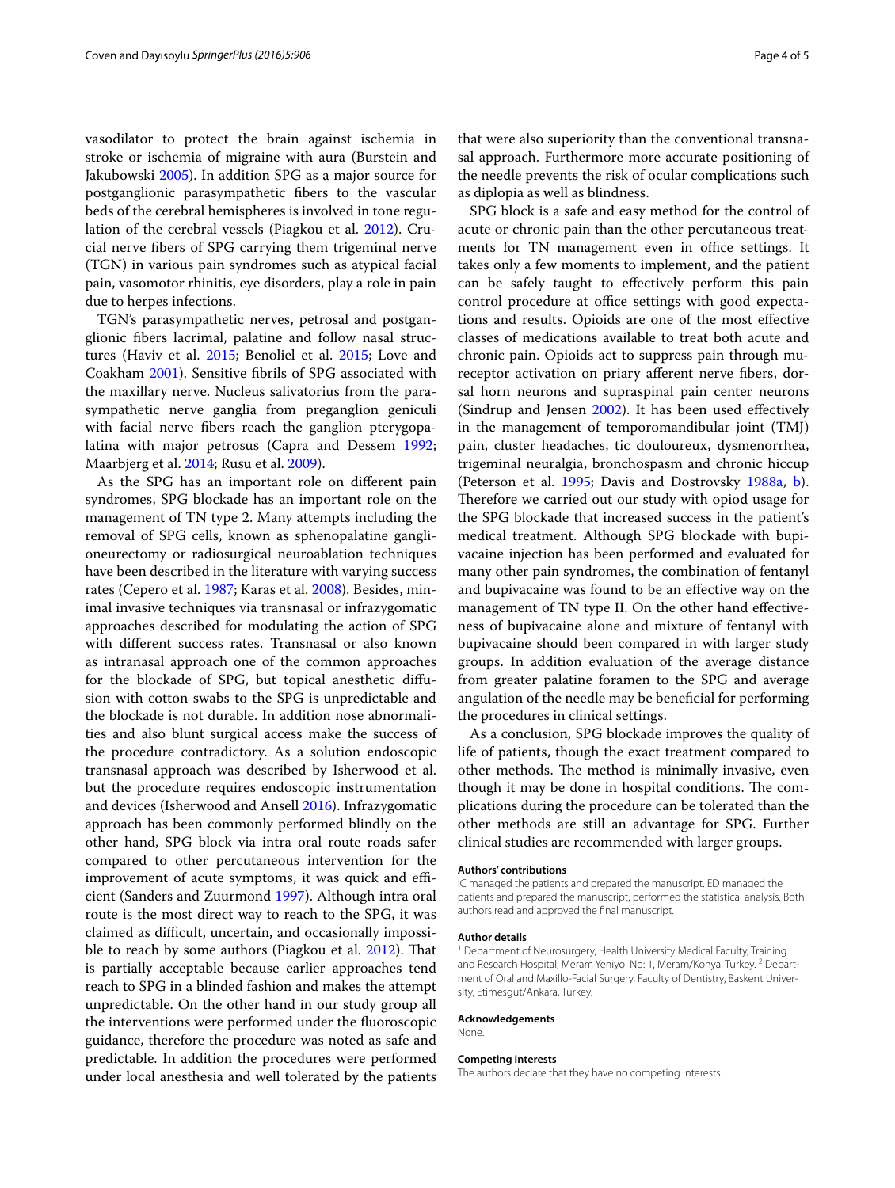vasodilator to protect the brain against ischemia in stroke or ischemia of migraine with aura (Burstein and Jakubowski 2005). In addition SPG as a major source for postganglionic parasympathetic fibers to the vascular beds of the cerebral hemispheres is involved in tone regulation of the cerebral vessels (Piagkou et al. 2012). Crucial nerve fibers of SPG carrying them trigeminal nerve (TGN) in various pain syndromes such as atypical facial pain, vasomotor rhinitis, eye disorders, play a role in pain due to herpes infections.

TGN's parasympathetic nerves, petrosal and postganglionic fibers lacrimal, palatine and follow nasal structures (Haviv et al. 2015; Benoliel et al. 2015; Love and Coakham 2001). Sensitive fibrils of SPG associated with the maxillary nerve. Nucleus salivatorius from the parasympathetic nerve ganglia from preganglion geniculi with facial nerve fibers reach the ganglion pterygopalatina with major petrosus (Capra and Dessem 1992; Maarbjerg et al. 2014; Rusu et al. 2009).

As the SPG has an important role on different pain syndromes, SPG blockade has an important role on the management of TN type 2. Many attempts including the removal of SPG cells, known as sphenopalatine ganglioneurectomy or radiosurgical neuroablation techniques have been described in the literature with varying success rates (Cepero et al. 1987; Karas et al. 2008). Besides, minimal invasive techniques via transnasal or infrazygomatic approaches described for modulating the action of SPG with different success rates. Transnasal or also known as intranasal approach one of the common approaches for the blockade of SPG, but topical anesthetic diffusion with cotton swabs to the SPG is unpredictable and the blockade is not durable. In addition nose abnormalities and also blunt surgical access make the success of the procedure contradictory. As a solution endoscopic transnasal approach was described by Isherwood et al. but the procedure requires endoscopic instrumentation and devices (Isherwood and Ansell 2016). Infrazygomatic approach has been commonly performed blindly on the other hand, SPG block via intra oral route roads safer compared to other percutaneous intervention for the improvement of acute symptoms, it was quick and efficient (Sanders and Zuurmond 1997). Although intra oral route is the most direct way to reach to the SPG, it was claimed as difficult, uncertain, and occasionally impossible to reach by some authors (Piagkou et al. 2012). That is partially acceptable because earlier approaches tend reach to SPG in a blinded fashion and makes the attempt unpredictable. On the other hand in our study group all the interventions were performed under the fluoroscopic guidance, therefore the procedure was noted as safe and predictable. In addition the procedures were performed under local anesthesia and well tolerated by the patients that were also superiority than the conventional transnasal approach. Furthermore more accurate positioning of the needle prevents the risk of ocular complications such as diplopia as well as blindness.

SPG block is a safe and easy method for the control of acute or chronic pain than the other percutaneous treatments for TN management even in office settings. It takes only a few moments to implement, and the patient can be safely taught to effectively perform this pain control procedure at office settings with good expectations and results. Opioids are one of the most effective classes of medications available to treat both acute and chronic pain. Opioids act to suppress pain through mu-receptor activation on priary afferent nerve fibers, dorsal horn neurons and supraspinal pain center neurons (Sindrup and Jensen 2002). It has been used effectively in the management of temporomandibular joint (TMJ) pain, cluster headaches, tic douloureux, dysmenorrhea, trigeminal neuralgia, bronchospasm and chronic hiccup (Peterson et al. 1995; Davis and Dostrovsky 1988a, b). Therefore we carried out our study with opiod usage for the SPG blockade that increased success in the patient's medical treatment. Although SPG blockade with bupivacaine injection has been performed and evaluated for many other pain syndromes, the combination of fentanyl and bupivacaine was found to be an effective way on the management of TN type II. On the other hand effectiveness of bupivacaine alone and mixture of fentanyl with bupivacaine should been compared in with larger study groups. In addition evaluation of the average distance from greater palatine foramen to the SPG and average angulation of the needle may be beneficial for performing the procedures in clinical settings.

As a conclusion, SPG blockade improves the quality of life of patients, though the exact treatment compared to other methods. The method is minimally invasive, even though it may be done in hospital conditions. The complications during the procedure can be tolerated than the other methods are still an advantage for SPG. Further clinical studies are recommended with larger groups.

#### Authors' contributions

İC managed the patients and prepared the manuscript. ED managed the patients and prepared the manuscript, performed the statistical analysis. Both authors read and approved the final manuscript.

#### Author details

[1] Department of Neurosurgery, Health University Medical Faculty, Training and Research Hospital, Meram Yeniyol No: 1, Meram/Konya, Turkey. [2] Department of Oral and Maxillo-Facial Surgery, Faculty of Dentistry, Baskent University, Etimesgut/Ankara, Turkey.

#### Acknowledgements

None.

#### Competing interests

The authors declare that they have no competing interests.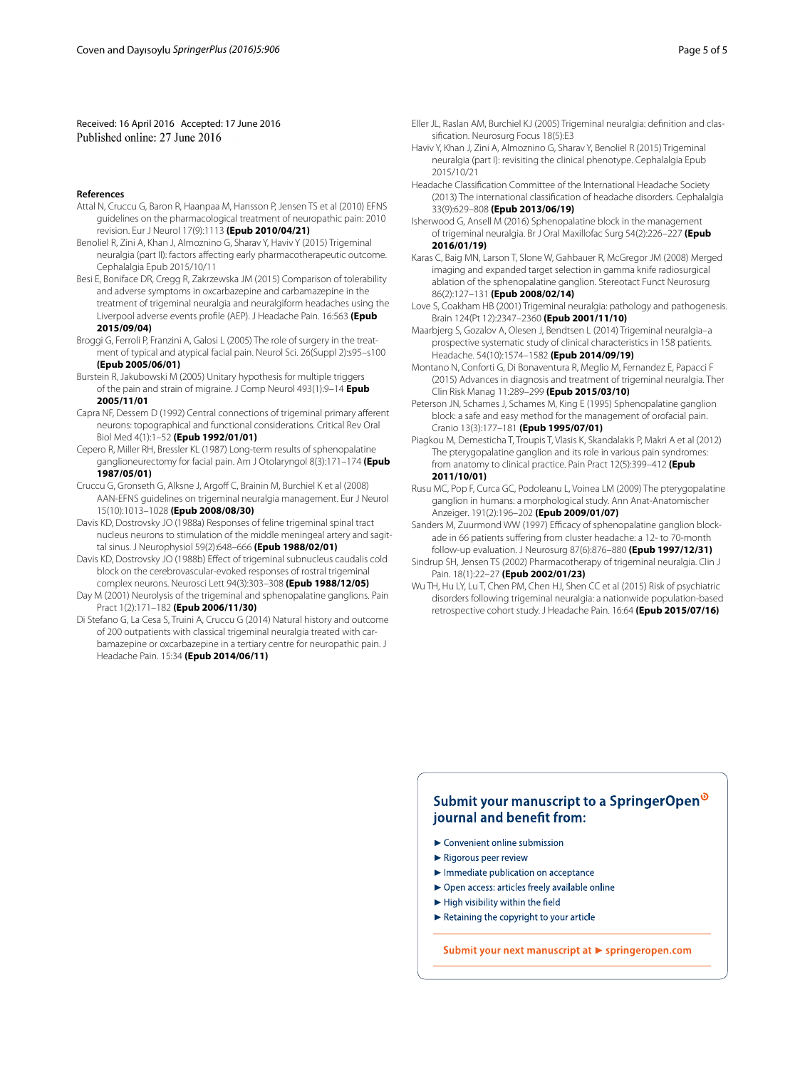Received: 16 April 2016 Accepted: 17 June 2016
Published online: 27 June 2016

### References

Attal N, Cruccu G, Baron R, Haanpaa M, Hansson P, Jensen TS et al (2010) EFNS guidelines on the pharmacological treatment of neuropathic pain: 2010 revision. Eur J Neurol 17(9):1113 **(Epub 2010/04/21)**

Benoliel R, Zini A, Khan J, Almoznino G, Sharav Y, Haviv Y (2015) Trigeminal neuralgia (part II): factors affecting early pharmacotherapeutic outcome. Cephalalgia Epub 2015/10/11

Besi E, Boniface DR, Cregg R, Zakrzewska JM (2015) Comparison of tolerability and adverse symptoms in oxcarbazepine and carbamazepine in the treatment of trigeminal neuralgia and neuralgiform headaches using the Liverpool adverse events profile (AEP). J Headache Pain. 16:563 **(Epub 2015/09/04)**

Broggi G, Ferroli P, Franzini A, Galosi L (2005) The role of surgery in the treatment of typical and atypical facial pain. Neurol Sci. 26(Suppl 2):s95–s100 **(Epub 2005/06/01)**

Burstein R, Jakubowski M (2005) Unitary hypothesis for multiple triggers of the pain and strain of migraine. J Comp Neurol 493(1):9–14 **Epub 2005/11/01**

Capra NF, Dessem D (1992) Central connections of trigeminal primary afferent neurons: topographical and functional considerations. Critical Rev Oral Biol Med 4(1):1–52 **(Epub 1992/01/01)**

Cepero R, Miller RH, Bressler KL (1987) Long-term results of sphenopalatine ganglioneurectomy for facial pain. Am J Otolaryngol 8(3):171–174 **(Epub 1987/05/01)**

Cruccu G, Gronseth G, Alksne J, Argoff C, Brainin M, Burchiel K et al (2008) AAN-EFNS guidelines on trigeminal neuralgia management. Eur J Neurol 15(10):1013–1028 **(Epub 2008/08/30)**

Davis KD, Dostrovsky JO (1988a) Responses of feline trigeminal spinal tract nucleus neurons to stimulation of the middle meningeal artery and sagittal sinus. J Neurophysiol 59(2):648–666 **(Epub 1988/02/01)**

Davis KD, Dostrovsky JO (1988b) Effect of trigeminal subnucleus caudalis cold block on the cerebrovascular-evoked responses of rostral trigeminal complex neurons. Neurosci Lett 94(3):303–308 **(Epub 1988/12/05)**

Day M (2001) Neurolysis of the trigeminal and sphenopalatine ganglions. Pain Pract 1(2):171–182 **(Epub 2006/11/30)**

Di Stefano G, La Cesa S, Truini A, Cruccu G (2014) Natural history and outcome of 200 outpatients with classical trigeminal neuralgia treated with carbamazepine or oxcarbazepine in a tertiary centre for neuropathic pain. J Headache Pain. 15:34 **(Epub 2014/06/11)**

Eller JL, Raslan AM, Burchiel KJ (2005) Trigeminal neuralgia: definition and classification. Neurosurg Focus 18(5):E3

Haviv Y, Khan J, Zini A, Almoznino G, Sharav Y, Benoliel R (2015) Trigeminal neuralgia (part I): revisiting the clinical phenotype. Cephalalgia Epub 2015/10/21

Headache Classification Committee of the International Headache Society (2013) The international classification of headache disorders. Cephalalgia 33(9):629–808 **(Epub 2013/06/19)**

Isherwood G, Ansell M (2016) Sphenopalatine block in the management of trigeminal neuralgia. Br J Oral Maxillofac Surg 54(2):226–227 **(Epub 2016/01/19)**

Karas C, Baig MN, Larson T, Slone W, Gahbauer R, McGregor JM (2008) Merged imaging and expanded target selection in gamma knife radiosurgical ablation of the sphenopalatine ganglion. Stereotact Funct Neurosurg 86(2):127–131 **(Epub 2008/02/14)**

Love S, Coakham HB (2001) Trigeminal neuralgia: pathology and pathogenesis. Brain 124(Pt 12):2347–2360 **(Epub 2001/11/10)**

Maarbjerg S, Gozalov A, Olesen J, Bendtsen L (2014) Trigeminal neuralgia–a prospective systematic study of clinical characteristics in 158 patients. Headache. 54(10):1574–1582 **(Epub 2014/09/19)**

Montano N, Conforti G, Di Bonaventura R, Meglio M, Fernandez E, Papacci F (2015) Advances in diagnosis and treatment of trigeminal neuralgia. Ther Clin Risk Manag 11:289–299 **(Epub 2015/03/10)**

Peterson JN, Schames J, Schames M, King E (1995) Sphenopalatine ganglion block: a safe and easy method for the management of orofacial pain. Cranio 13(3):177–181 **(Epub 1995/07/01)**

Piagkou M, Demesticha T, Troupis T, Vlasis K, Skandalakis P, Makri A et al (2012) The pterygopalatine ganglion and its role in various pain syndromes: from anatomy to clinical practice. Pain Pract 12(5):399–412 **(Epub 2011/10/01)**

Rusu MC, Pop F, Curca GC, Podoleanu L, Voinea LM (2009) The pterygopalatine ganglion in humans: a morphological study. Ann Anat-Anatomischer Anzeiger. 191(2):196–202 **(Epub 2009/01/07)**

Sanders M, Zuurmond WW (1997) Efficacy of sphenopalatine ganglion blockade in 66 patients suffering from cluster headache: a 12- to 70-month follow-up evaluation. J Neurosurg 87(6):876–880 **(Epub 1997/12/31)**

Sindrup SH, Jensen TS (2002) Pharmacotherapy of trigeminal neuralgia. Clin J Pain. 18(1):22–27 **(Epub 2002/01/23)**

Wu TH, Hu LY, Lu T, Chen PM, Chen HJ, Shen CC et al (2015) Risk of psychiatric disorders following trigeminal neuralgia: a nationwide population-based retrospective cohort study. J Headache Pain. 16:64 **(Epub 2015/07/16)**

**Submit your manuscript to a SpringerOpen journal and benefit from:**

- ► Convenient online submission
- ► Rigorous peer review
- ► Immediate publication on acceptance
- ► Open access: articles freely available online
- ► High visibility within the field
- ► Retaining the copyright to your article

**Submit your next manuscript at ► springeropen.com**